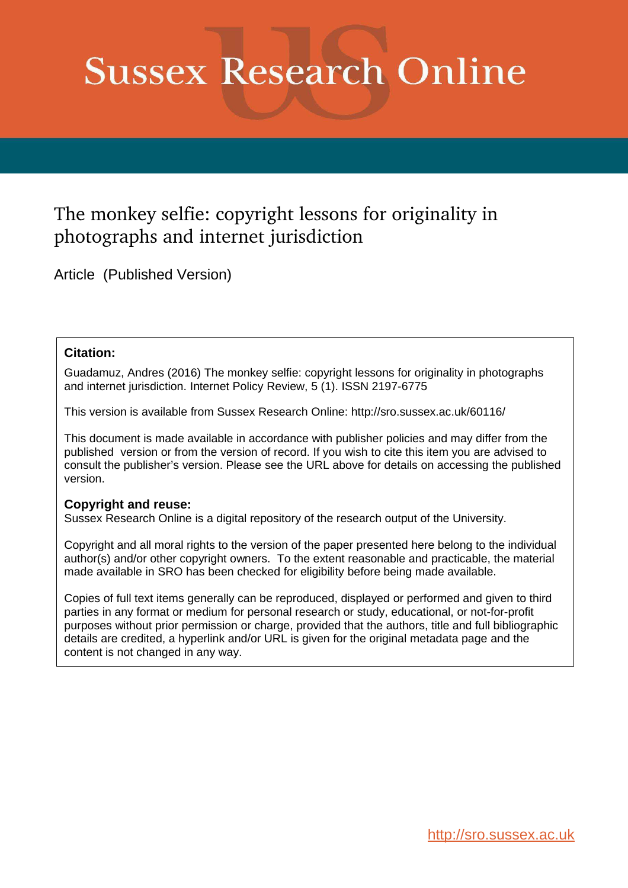# Sussex Research Online

## The monkey selfie: copyright lessons for originality in photographs and internet jurisdiction

Article (Published Version)

**Citation:**

Guadamuz, Andres (2016) The monkey selfie: copyright lessons for originality in photographs and internet jurisdiction. Internet Policy Review, 5 (1). ISSN 2197-6775

This version is available from Sussex Research Online: http://sro.sussex.ac.uk/60116/

This document is made available in accordance with publisher policies and may differ from the published version or from the version of record. If you wish to cite this item you are advised to consult the publisher's version. Please see the URL above for details on accessing the published version.

**Copyright and reuse:**

Sussex Research Online is a digital repository of the research output of the University.

Copyright and all moral rights to the version of the paper presented here belong to the individual author(s) and/or other copyright owners. To the extent reasonable and practicable, the material made available in SRO has been checked for eligibility before being made available.

Copies of full text items generally can be reproduced, displayed or performed and given to third parties in any format or medium for personal research or study, educational, or not-for-profit purposes without prior permission or charge, provided that the authors, title and full bibliographic details are credited, a hyperlink and/or URL is given for the original metadata page and the content is not changed in any way.

http://sro.sussex.ac.uk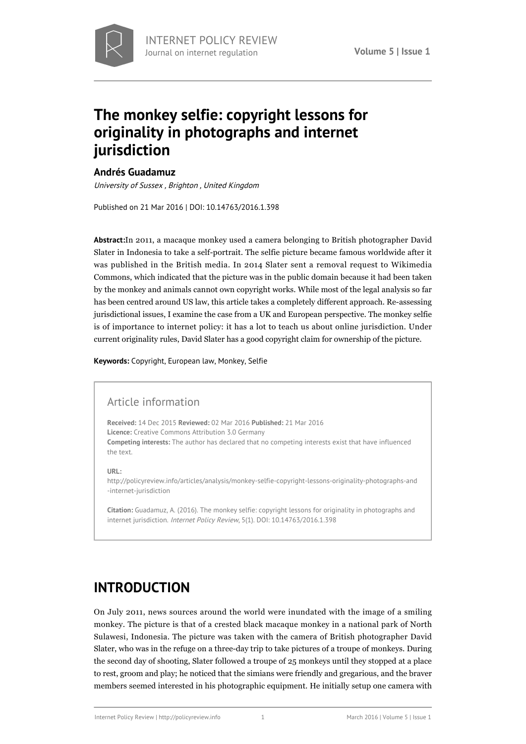# The monkey selfie: copyright lessons for originality in photographs and internet jurisdiction

**Andrés Guadamuz**

*University of Sussex , Brighton , United Kingdom*

Published on 21 Mar 2016 | DOI: 10.14763/2016.1.398

**Abstract:**In 2011, a macaque monkey used a camera belonging to British photographer David Slater in Indonesia to take a self-portrait. The selfie picture became famous worldwide after it was published in the British media. In 2014 Slater sent a removal request to Wikimedia Commons, which indicated that the picture was in the public domain because it had been taken by the monkey and animals cannot own copyright works. While most of the legal analysis so far has been centred around US law, this article takes a completely different approach. Re-assessing jurisdictional issues, I examine the case from a UK and European perspective. The monkey selfie is of importance to internet policy: it has a lot to teach us about online jurisdiction. Under current originality rules, David Slater has a good copyright claim for ownership of the picture.

**Keywords:** Copyright, European law, Monkey, Selfie

## Article information

**Received:** 14 Dec 2015 **Reviewed:** 02 Mar 2016 **Published:** 21 Mar 2016
**Licence:** Creative Commons Attribution 3.0 Germany
**Competing interests:** The author has declared that no competing interests exist that have influenced the text.

**URL:**
http://policyreview.info/articles/analysis/monkey-selfie-copyright-lessons-originality-photographs-and-internet-jurisdiction

**Citation:** Guadamuz, A. (2016). The monkey selfie: copyright lessons for originality in photographs and internet jurisdiction. *Internet Policy Review*, 5(1). DOI: 10.14763/2016.1.398

## INTRODUCTION

On July 2011, news sources around the world were inundated with the image of a smiling monkey. The picture is that of a crested black macaque monkey in a national park of North Sulawesi, Indonesia. The picture was taken with the camera of British photographer David Slater, who was in the refuge on a three-day trip to take pictures of a troupe of monkeys. During the second day of shooting, Slater followed a troupe of 25 monkeys until they stopped at a place to rest, groom and play; he noticed that the simians were friendly and gregarious, and the braver members seemed interested in his photographic equipment. He initially setup one camera with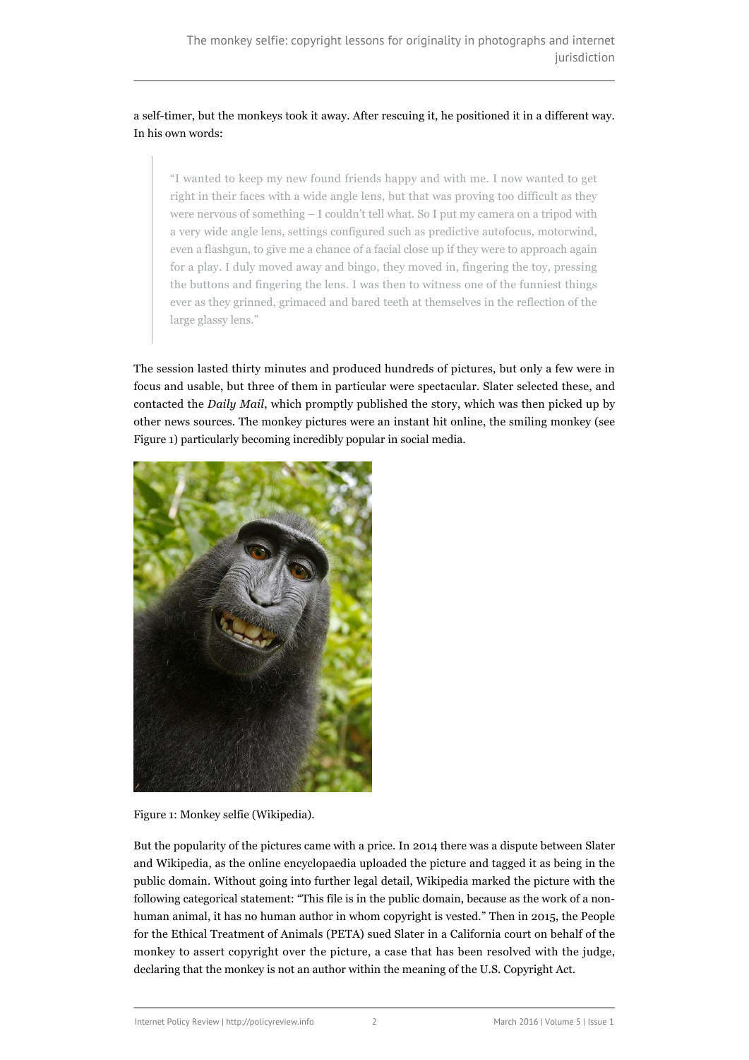a self-timer, but the monkeys took it away. After rescuing it, he positioned it in a different way. In his own words:

> "I wanted to keep my new found friends happy and with me. I now wanted to get right in their faces with a wide angle lens, but that was proving too difficult as they were nervous of something – I couldn't tell what. So I put my camera on a tripod with a very wide angle lens, settings configured such as predictive autofocus, motorwind, even a flashgun, to give me a chance of a facial close up if they were to approach again for a play. I duly moved away and bingo, they moved in, fingering the toy, pressing the buttons and fingering the lens. I was then to witness one of the funniest things ever as they grinned, grimaced and bared teeth at themselves in the reflection of the large glassy lens."

The session lasted thirty minutes and produced hundreds of pictures, but only a few were in focus and usable, but three of them in particular were spectacular. Slater selected these, and contacted the *Daily Mail*, which promptly published the story, which was then picked up by other news sources. The monkey pictures were an instant hit online, the smiling monkey (see Figure 1) particularly becoming incredibly popular in social media.

Figure 1: Monkey selfie (Wikipedia).

But the popularity of the pictures came with a price. In 2014 there was a dispute between Slater and Wikipedia, as the online encyclopaedia uploaded the picture and tagged it as being in the public domain. Without going into further legal detail, Wikipedia marked the picture with the following categorical statement: "This file is in the public domain, because as the work of a non-human animal, it has no human author in whom copyright is vested." Then in 2015, the People for the Ethical Treatment of Animals (PETA) sued Slater in a California court on behalf of the monkey to assert copyright over the picture, a case that has been resolved with the judge, declaring that the monkey is not an author within the meaning of the U.S. Copyright Act.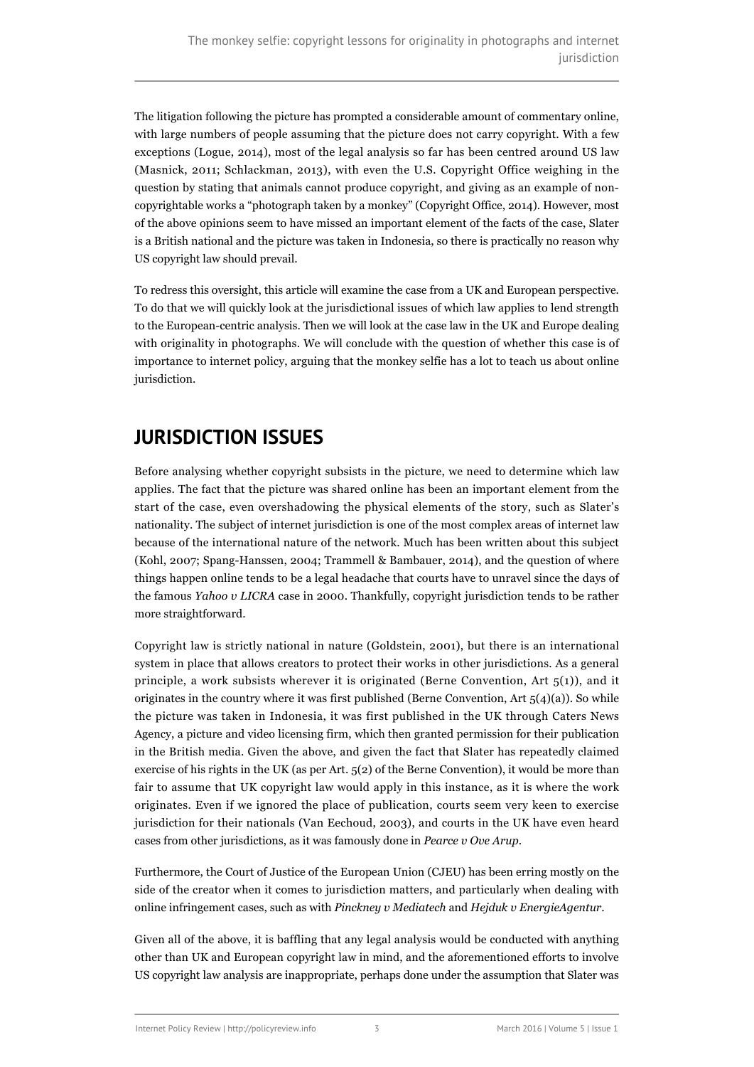The litigation following the picture has prompted a considerable amount of commentary online, with large numbers of people assuming that the picture does not carry copyright. With a few exceptions (Logue, 2014), most of the legal analysis so far has been centred around US law (Masnick, 2011; Schlackman, 2013), with even the U.S. Copyright Office weighing in the question by stating that animals cannot produce copyright, and giving as an example of non-copyrightable works a "photograph taken by a monkey" (Copyright Office, 2014). However, most of the above opinions seem to have missed an important element of the facts of the case, Slater is a British national and the picture was taken in Indonesia, so there is practically no reason why US copyright law should prevail.

To redress this oversight, this article will examine the case from a UK and European perspective. To do that we will quickly look at the jurisdictional issues of which law applies to lend strength to the European-centric analysis. Then we will look at the case law in the UK and Europe dealing with originality in photographs. We will conclude with the question of whether this case is of importance to internet policy, arguing that the monkey selfie has a lot to teach us about online jurisdiction.

## JURISDICTION ISSUES

Before analysing whether copyright subsists in the picture, we need to determine which law applies. The fact that the picture was shared online has been an important element from the start of the case, even overshadowing the physical elements of the story, such as Slater's nationality. The subject of internet jurisdiction is one of the most complex areas of internet law because of the international nature of the network. Much has been written about this subject (Kohl, 2007; Spang-Hanssen, 2004; Trammell & Bambauer, 2014), and the question of where things happen online tends to be a legal headache that courts have to unravel since the days of the famous *Yahoo v LICRA* case in 2000. Thankfully, copyright jurisdiction tends to be rather more straightforward.

Copyright law is strictly national in nature (Goldstein, 2001), but there is an international system in place that allows creators to protect their works in other jurisdictions. As a general principle, a work subsists wherever it is originated (Berne Convention, Art 5(1)), and it originates in the country where it was first published (Berne Convention, Art 5(4)(a)). So while the picture was taken in Indonesia, it was first published in the UK through Caters News Agency, a picture and video licensing firm, which then granted permission for their publication in the British media. Given the above, and given the fact that Slater has repeatedly claimed exercise of his rights in the UK (as per Art. 5(2) of the Berne Convention), it would be more than fair to assume that UK copyright law would apply in this instance, as it is where the work originates. Even if we ignored the place of publication, courts seem very keen to exercise jurisdiction for their nationals (Van Eechoud, 2003), and courts in the UK have even heard cases from other jurisdictions, as it was famously done in *Pearce v Ove Arup*.

Furthermore, the Court of Justice of the European Union (CJEU) has been erring mostly on the side of the creator when it comes to jurisdiction matters, and particularly when dealing with online infringement cases, such as with *Pinckney v Mediatech* and *Hejduk v EnergieAgentur*.

Given all of the above, it is baffling that any legal analysis would be conducted with anything other than UK and European copyright law in mind, and the aforementioned efforts to involve US copyright law analysis are inappropriate, perhaps done under the assumption that Slater was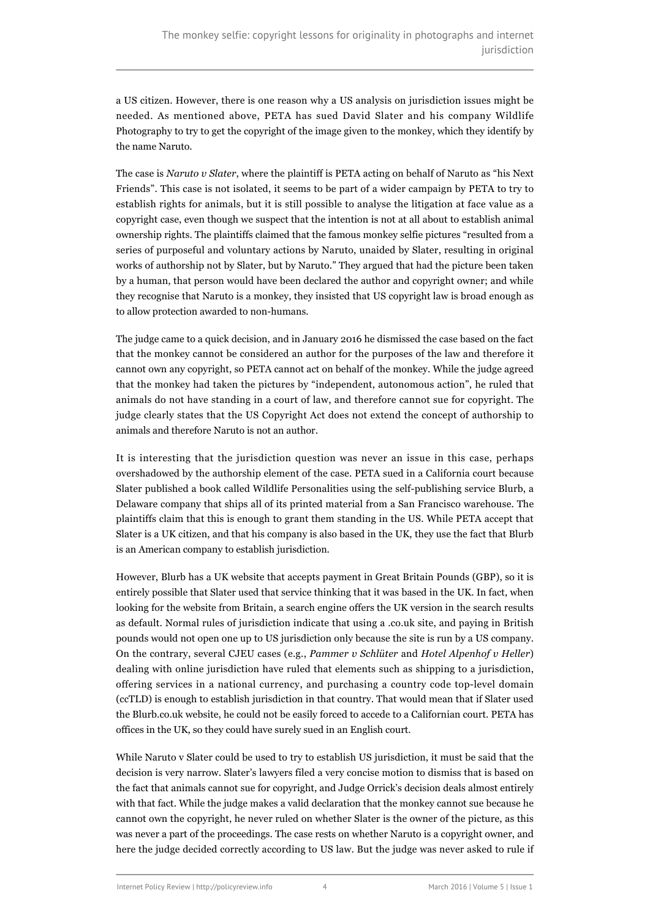a US citizen. However, there is one reason why a US analysis on jurisdiction issues might be needed. As mentioned above, PETA has sued David Slater and his company Wildlife Photography to try to get the copyright of the image given to the monkey, which they identify by the name Naruto.

The case is *Naruto v Slater*, where the plaintiff is PETA acting on behalf of Naruto as "his Next Friends". This case is not isolated, it seems to be part of a wider campaign by PETA to try to establish rights for animals, but it is still possible to analyse the litigation at face value as a copyright case, even though we suspect that the intention is not at all about to establish animal ownership rights. The plaintiffs claimed that the famous monkey selfie pictures "resulted from a series of purposeful and voluntary actions by Naruto, unaided by Slater, resulting in original works of authorship not by Slater, but by Naruto." They argued that had the picture been taken by a human, that person would have been declared the author and copyright owner; and while they recognise that Naruto is a monkey, they insisted that US copyright law is broad enough as to allow protection awarded to non-humans.

The judge came to a quick decision, and in January 2016 he dismissed the case based on the fact that the monkey cannot be considered an author for the purposes of the law and therefore it cannot own any copyright, so PETA cannot act on behalf of the monkey. While the judge agreed that the monkey had taken the pictures by "independent, autonomous action", he ruled that animals do not have standing in a court of law, and therefore cannot sue for copyright. The judge clearly states that the US Copyright Act does not extend the concept of authorship to animals and therefore Naruto is not an author.

It is interesting that the jurisdiction question was never an issue in this case, perhaps overshadowed by the authorship element of the case. PETA sued in a California court because Slater published a book called Wildlife Personalities using the self-publishing service Blurb, a Delaware company that ships all of its printed material from a San Francisco warehouse. The plaintiffs claim that this is enough to grant them standing in the US. While PETA accept that Slater is a UK citizen, and that his company is also based in the UK, they use the fact that Blurb is an American company to establish jurisdiction.

However, Blurb has a UK website that accepts payment in Great Britain Pounds (GBP), so it is entirely possible that Slater used that service thinking that it was based in the UK. In fact, when looking for the website from Britain, a search engine offers the UK version in the search results as default. Normal rules of jurisdiction indicate that using a .co.uk site, and paying in British pounds would not open one up to US jurisdiction only because the site is run by a US company. On the contrary, several CJEU cases (e.g., *Pammer v Schlüter* and *Hotel Alpenhof v Heller*) dealing with online jurisdiction have ruled that elements such as shipping to a jurisdiction, offering services in a national currency, and purchasing a country code top-level domain (ccTLD) is enough to establish jurisdiction in that country. That would mean that if Slater used the Blurb.co.uk website, he could not be easily forced to accede to a Californian court. PETA has offices in the UK, so they could have surely sued in an English court.

While Naruto v Slater could be used to try to establish US jurisdiction, it must be said that the decision is very narrow. Slater's lawyers filed a very concise motion to dismiss that is based on the fact that animals cannot sue for copyright, and Judge Orrick's decision deals almost entirely with that fact. While the judge makes a valid declaration that the monkey cannot sue because he cannot own the copyright, he never ruled on whether Slater is the owner of the picture, as this was never a part of the proceedings. The case rests on whether Naruto is a copyright owner, and here the judge decided correctly according to US law. But the judge was never asked to rule if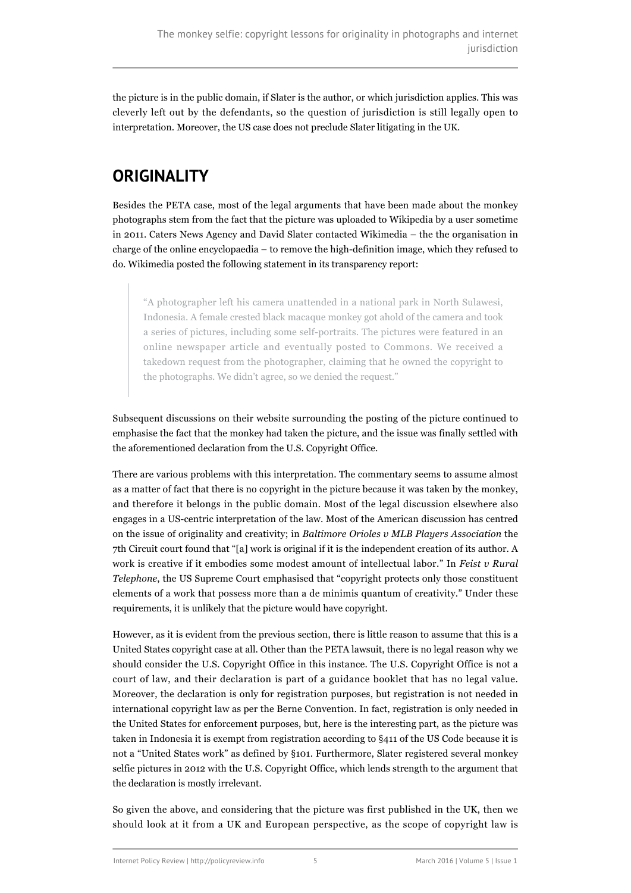the picture is in the public domain, if Slater is the author, or which jurisdiction applies. This was cleverly left out by the defendants, so the question of jurisdiction is still legally open to interpretation. Moreover, the US case does not preclude Slater litigating in the UK.

## ORIGINALITY

Besides the PETA case, most of the legal arguments that have been made about the monkey photographs stem from the fact that the picture was uploaded to Wikipedia by a user sometime in 2011. Caters News Agency and David Slater contacted Wikimedia – the the organisation in charge of the online encyclopaedia – to remove the high-definition image, which they refused to do. Wikimedia posted the following statement in its transparency report:

> "A photographer left his camera unattended in a national park in North Sulawesi, Indonesia. A female crested black macaque monkey got ahold of the camera and took a series of pictures, including some self-portraits. The pictures were featured in an online newspaper article and eventually posted to Commons. We received a takedown request from the photographer, claiming that he owned the copyright to the photographs. We didn't agree, so we denied the request."

Subsequent discussions on their website surrounding the posting of the picture continued to emphasise the fact that the monkey had taken the picture, and the issue was finally settled with the aforementioned declaration from the U.S. Copyright Office.

There are various problems with this interpretation. The commentary seems to assume almost as a matter of fact that there is no copyright in the picture because it was taken by the monkey, and therefore it belongs in the public domain. Most of the legal discussion elsewhere also engages in a US-centric interpretation of the law. Most of the American discussion has centred on the issue of originality and creativity; in *Baltimore Orioles v MLB Players Association* the 7th Circuit court found that "[a] work is original if it is the independent creation of its author. A work is creative if it embodies some modest amount of intellectual labor." In *Feist v Rural Telephone*, the US Supreme Court emphasised that "copyright protects only those constituent elements of a work that possess more than a de minimis quantum of creativity." Under these requirements, it is unlikely that the picture would have copyright.

However, as it is evident from the previous section, there is little reason to assume that this is a United States copyright case at all. Other than the PETA lawsuit, there is no legal reason why we should consider the U.S. Copyright Office in this instance. The U.S. Copyright Office is not a court of law, and their declaration is part of a guidance booklet that has no legal value. Moreover, the declaration is only for registration purposes, but registration is not needed in international copyright law as per the Berne Convention. In fact, registration is only needed in the United States for enforcement purposes, but, here is the interesting part, as the picture was taken in Indonesia it is exempt from registration according to §411 of the US Code because it is not a "United States work" as defined by §101. Furthermore, Slater registered several monkey selfie pictures in 2012 with the U.S. Copyright Office, which lends strength to the argument that the declaration is mostly irrelevant.

So given the above, and considering that the picture was first published in the UK, then we should look at it from a UK and European perspective, as the scope of copyright law is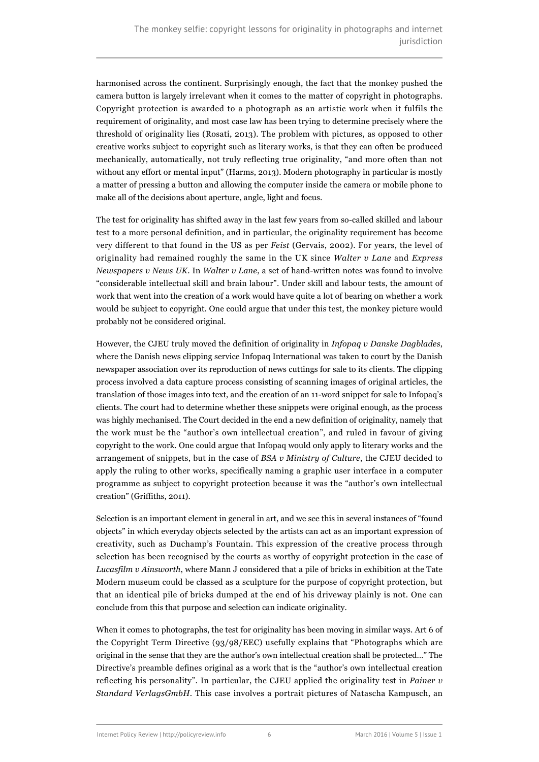harmonised across the continent. Surprisingly enough, the fact that the monkey pushed the camera button is largely irrelevant when it comes to the matter of copyright in photographs. Copyright protection is awarded to a photograph as an artistic work when it fulfils the requirement of originality, and most case law has been trying to determine precisely where the threshold of originality lies (Rosati, 2013). The problem with pictures, as opposed to other creative works subject to copyright such as literary works, is that they can often be produced mechanically, automatically, not truly reflecting true originality, "and more often than not without any effort or mental input" (Harms, 2013). Modern photography in particular is mostly a matter of pressing a button and allowing the computer inside the camera or mobile phone to make all of the decisions about aperture, angle, light and focus.

The test for originality has shifted away in the last few years from so-called skilled and labour test to a more personal definition, and in particular, the originality requirement has become very different to that found in the US as per *Feist* (Gervais, 2002). For years, the level of originality had remained roughly the same in the UK since *Walter v Lane* and *Express Newspapers v News UK*. In *Walter v Lane*, a set of hand-written notes was found to involve "considerable intellectual skill and brain labour". Under skill and labour tests, the amount of work that went into the creation of a work would have quite a lot of bearing on whether a work would be subject to copyright. One could argue that under this test, the monkey picture would probably not be considered original.

However, the CJEU truly moved the definition of originality in *Infopaq v Danske Dagblades*, where the Danish news clipping service Infopaq International was taken to court by the Danish newspaper association over its reproduction of news cuttings for sale to its clients. The clipping process involved a data capture process consisting of scanning images of original articles, the translation of those images into text, and the creation of an 11-word snippet for sale to Infopaq's clients. The court had to determine whether these snippets were original enough, as the process was highly mechanised. The Court decided in the end a new definition of originality, namely that the work must be the "author's own intellectual creation", and ruled in favour of giving copyright to the work. One could argue that Infopaq would only apply to literary works and the arrangement of snippets, but in the case of *BSA v Ministry of Culture*, the CJEU decided to apply the ruling to other works, specifically naming a graphic user interface in a computer programme as subject to copyright protection because it was the "author's own intellectual creation" (Griffiths, 2011).

Selection is an important element in general in art, and we see this in several instances of "found objects" in which everyday objects selected by the artists can act as an important expression of creativity, such as Duchamp's Fountain. This expression of the creative process through selection has been recognised by the courts as worthy of copyright protection in the case of *Lucasfilm v Ainsworth*, where Mann J considered that a pile of bricks in exhibition at the Tate Modern museum could be classed as a sculpture for the purpose of copyright protection, but that an identical pile of bricks dumped at the end of his driveway plainly is not. One can conclude from this that purpose and selection can indicate originality.

When it comes to photographs, the test for originality has been moving in similar ways. Art 6 of the Copyright Term Directive (93/98/EEC) usefully explains that "Photographs which are original in the sense that they are the author's own intellectual creation shall be protected..." The Directive's preamble defines original as a work that is the "author's own intellectual creation reflecting his personality". In particular, the CJEU applied the originality test in *Painer v Standard VerlagsGmbH*. This case involves a portrait pictures of Natascha Kampusch, an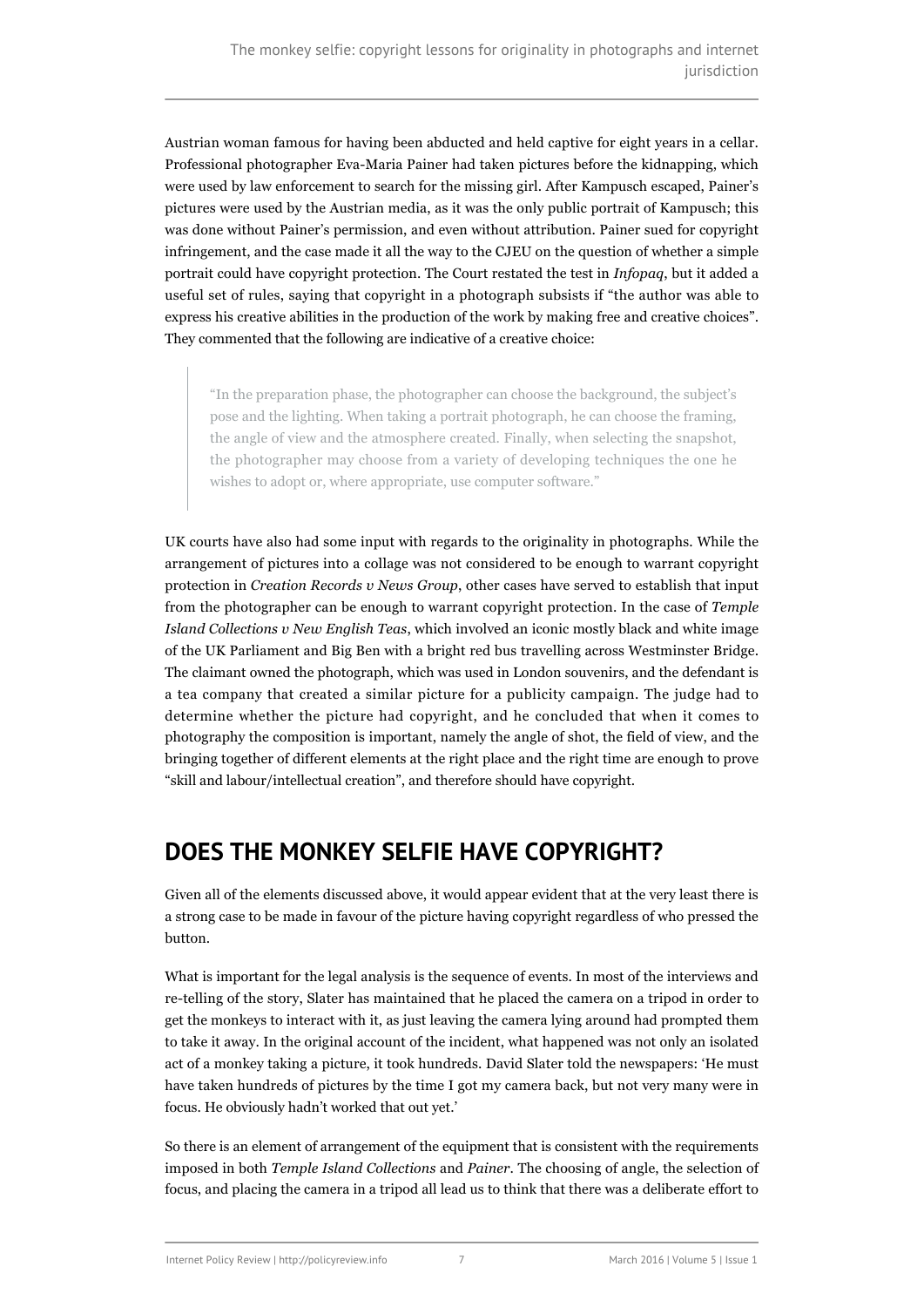Austrian woman famous for having been abducted and held captive for eight years in a cellar. Professional photographer Eva-Maria Painer had taken pictures before the kidnapping, which were used by law enforcement to search for the missing girl. After Kampusch escaped, Painer's pictures were used by the Austrian media, as it was the only public portrait of Kampusch; this was done without Painer's permission, and even without attribution. Painer sued for copyright infringement, and the case made it all the way to the CJEU on the question of whether a simple portrait could have copyright protection. The Court restated the test in *Infopaq*, but it added a useful set of rules, saying that copyright in a photograph subsists if "the author was able to express his creative abilities in the production of the work by making free and creative choices". They commented that the following are indicative of a creative choice:

> "In the preparation phase, the photographer can choose the background, the subject's pose and the lighting. When taking a portrait photograph, he can choose the framing, the angle of view and the atmosphere created. Finally, when selecting the snapshot, the photographer may choose from a variety of developing techniques the one he wishes to adopt or, where appropriate, use computer software."

UK courts have also had some input with regards to the originality in photographs. While the arrangement of pictures into a collage was not considered to be enough to warrant copyright protection in *Creation Records v News Group*, other cases have served to establish that input from the photographer can be enough to warrant copyright protection. In the case of *Temple Island Collections v New English Teas*, which involved an iconic mostly black and white image of the UK Parliament and Big Ben with a bright red bus travelling across Westminster Bridge. The claimant owned the photograph, which was used in London souvenirs, and the defendant is a tea company that created a similar picture for a publicity campaign. The judge had to determine whether the picture had copyright, and he concluded that when it comes to photography the composition is important, namely the angle of shot, the field of view, and the bringing together of different elements at the right place and the right time are enough to prove "skill and labour/intellectual creation", and therefore should have copyright.

## DOES THE MONKEY SELFIE HAVE COPYRIGHT?

Given all of the elements discussed above, it would appear evident that at the very least there is a strong case to be made in favour of the picture having copyright regardless of who pressed the button.

What is important for the legal analysis is the sequence of events. In most of the interviews and re-telling of the story, Slater has maintained that he placed the camera on a tripod in order to get the monkeys to interact with it, as just leaving the camera lying around had prompted them to take it away. In the original account of the incident, what happened was not only an isolated act of a monkey taking a picture, it took hundreds. David Slater told the newspapers: 'He must have taken hundreds of pictures by the time I got my camera back, but not very many were in focus. He obviously hadn't worked that out yet.'

So there is an element of arrangement of the equipment that is consistent with the requirements imposed in both *Temple Island Collections* and *Painer*. The choosing of angle, the selection of focus, and placing the camera in a tripod all lead us to think that there was a deliberate effort to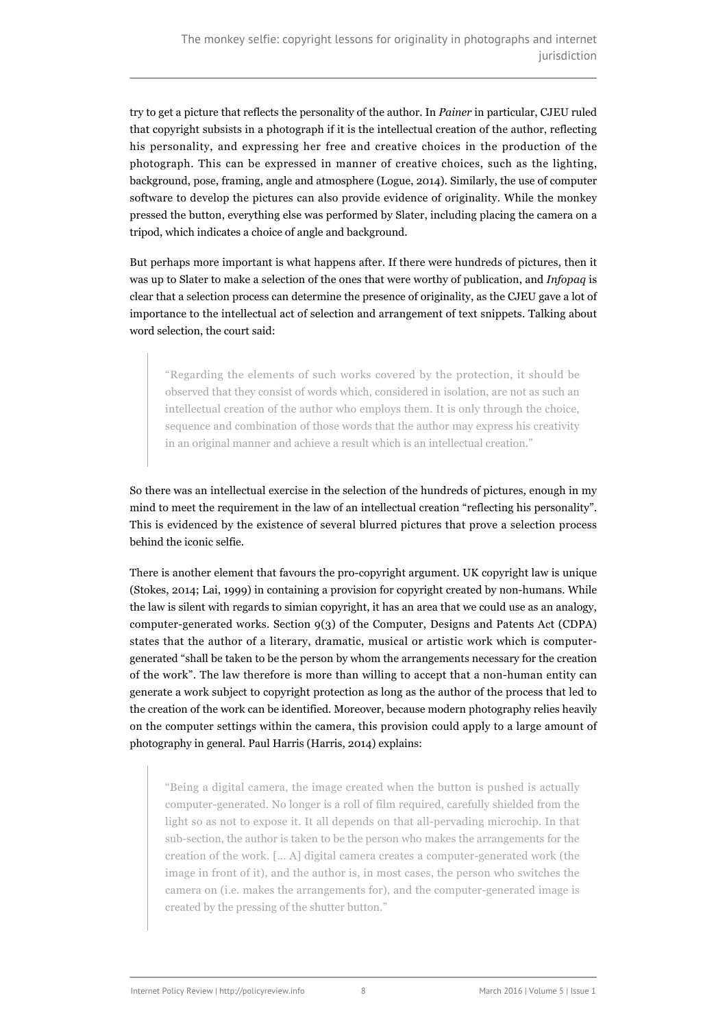try to get a picture that reflects the personality of the author. In *Painer* in particular, CJEU ruled that copyright subsists in a photograph if it is the intellectual creation of the author, reflecting his personality, and expressing her free and creative choices in the production of the photograph. This can be expressed in manner of creative choices, such as the lighting, background, pose, framing, angle and atmosphere (Logue, 2014). Similarly, the use of computer software to develop the pictures can also provide evidence of originality. While the monkey pressed the button, everything else was performed by Slater, including placing the camera on a tripod, which indicates a choice of angle and background.

But perhaps more important is what happens after. If there were hundreds of pictures, then it was up to Slater to make a selection of the ones that were worthy of publication, and *Infopaq* is clear that a selection process can determine the presence of originality, as the CJEU gave a lot of importance to the intellectual act of selection and arrangement of text snippets. Talking about word selection, the court said:

> "Regarding the elements of such works covered by the protection, it should be observed that they consist of words which, considered in isolation, are not as such an intellectual creation of the author who employs them. It is only through the choice, sequence and combination of those words that the author may express his creativity in an original manner and achieve a result which is an intellectual creation."

So there was an intellectual exercise in the selection of the hundreds of pictures, enough in my mind to meet the requirement in the law of an intellectual creation "reflecting his personality". This is evidenced by the existence of several blurred pictures that prove a selection process behind the iconic selfie.

There is another element that favours the pro-copyright argument. UK copyright law is unique (Stokes, 2014; Lai, 1999) in containing a provision for copyright created by non-humans. While the law is silent with regards to simian copyright, it has an area that we could use as an analogy, computer-generated works. Section 9(3) of the Computer, Designs and Patents Act (CDPA) states that the author of a literary, dramatic, musical or artistic work which is computer-generated "shall be taken to be the person by whom the arrangements necessary for the creation of the work". The law therefore is more than willing to accept that a non-human entity can generate a work subject to copyright protection as long as the author of the process that led to the creation of the work can be identified. Moreover, because modern photography relies heavily on the computer settings within the camera, this provision could apply to a large amount of photography in general. Paul Harris (Harris, 2014) explains:

> "Being a digital camera, the image created when the button is pushed is actually computer-generated. No longer is a roll of film required, carefully shielded from the light so as not to expose it. It all depends on that all-pervading microchip. In that sub-section, the author is taken to be the person who makes the arrangements for the creation of the work. [... A] digital camera creates a computer-generated work (the image in front of it), and the author is, in most cases, the person who switches the camera on (i.e. makes the arrangements for), and the computer-generated image is created by the pressing of the shutter button."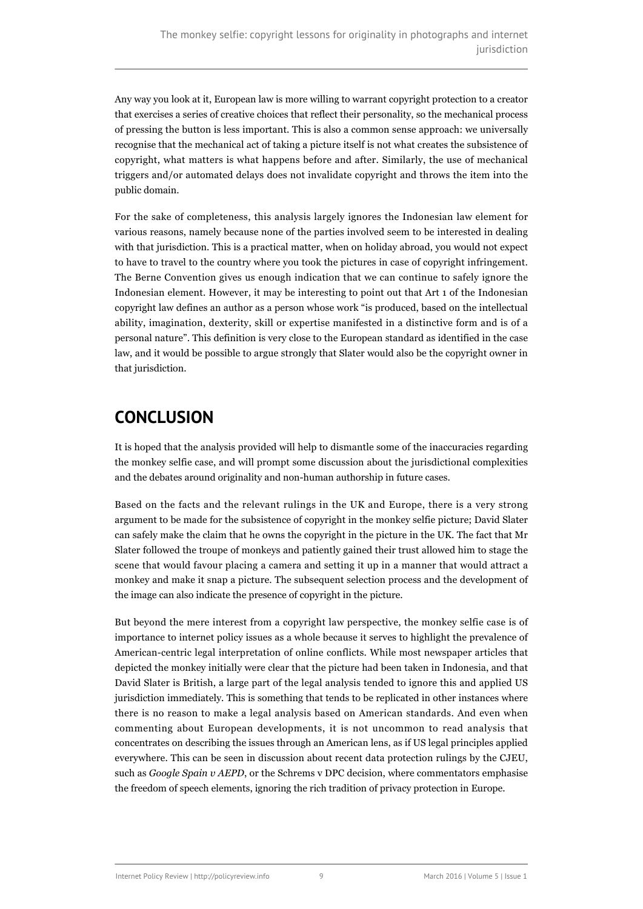Any way you look at it, European law is more willing to warrant copyright protection to a creator that exercises a series of creative choices that reflect their personality, so the mechanical process of pressing the button is less important. This is also a common sense approach: we universally recognise that the mechanical act of taking a picture itself is not what creates the subsistence of copyright, what matters is what happens before and after. Similarly, the use of mechanical triggers and/or automated delays does not invalidate copyright and throws the item into the public domain.

For the sake of completeness, this analysis largely ignores the Indonesian law element for various reasons, namely because none of the parties involved seem to be interested in dealing with that jurisdiction. This is a practical matter, when on holiday abroad, you would not expect to have to travel to the country where you took the pictures in case of copyright infringement. The Berne Convention gives us enough indication that we can continue to safely ignore the Indonesian element. However, it may be interesting to point out that Art 1 of the Indonesian copyright law defines an author as a person whose work "is produced, based on the intellectual ability, imagination, dexterity, skill or expertise manifested in a distinctive form and is of a personal nature". This definition is very close to the European standard as identified in the case law, and it would be possible to argue strongly that Slater would also be the copyright owner in that jurisdiction.

## CONCLUSION

It is hoped that the analysis provided will help to dismantle some of the inaccuracies regarding the monkey selfie case, and will prompt some discussion about the jurisdictional complexities and the debates around originality and non-human authorship in future cases.

Based on the facts and the relevant rulings in the UK and Europe, there is a very strong argument to be made for the subsistence of copyright in the monkey selfie picture; David Slater can safely make the claim that he owns the copyright in the picture in the UK. The fact that Mr Slater followed the troupe of monkeys and patiently gained their trust allowed him to stage the scene that would favour placing a camera and setting it up in a manner that would attract a monkey and make it snap a picture. The subsequent selection process and the development of the image can also indicate the presence of copyright in the picture.

But beyond the mere interest from a copyright law perspective, the monkey selfie case is of importance to internet policy issues as a whole because it serves to highlight the prevalence of American-centric legal interpretation of online conflicts. While most newspaper articles that depicted the monkey initially were clear that the picture had been taken in Indonesia, and that David Slater is British, a large part of the legal analysis tended to ignore this and applied US jurisdiction immediately. This is something that tends to be replicated in other instances where there is no reason to make a legal analysis based on American standards. And even when commenting about European developments, it is not uncommon to read analysis that concentrates on describing the issues through an American lens, as if US legal principles applied everywhere. This can be seen in discussion about recent data protection rulings by the CJEU, such as *Google Spain v AEPD*, or the Schrems v DPC decision, where commentators emphasise the freedom of speech elements, ignoring the rich tradition of privacy protection in Europe.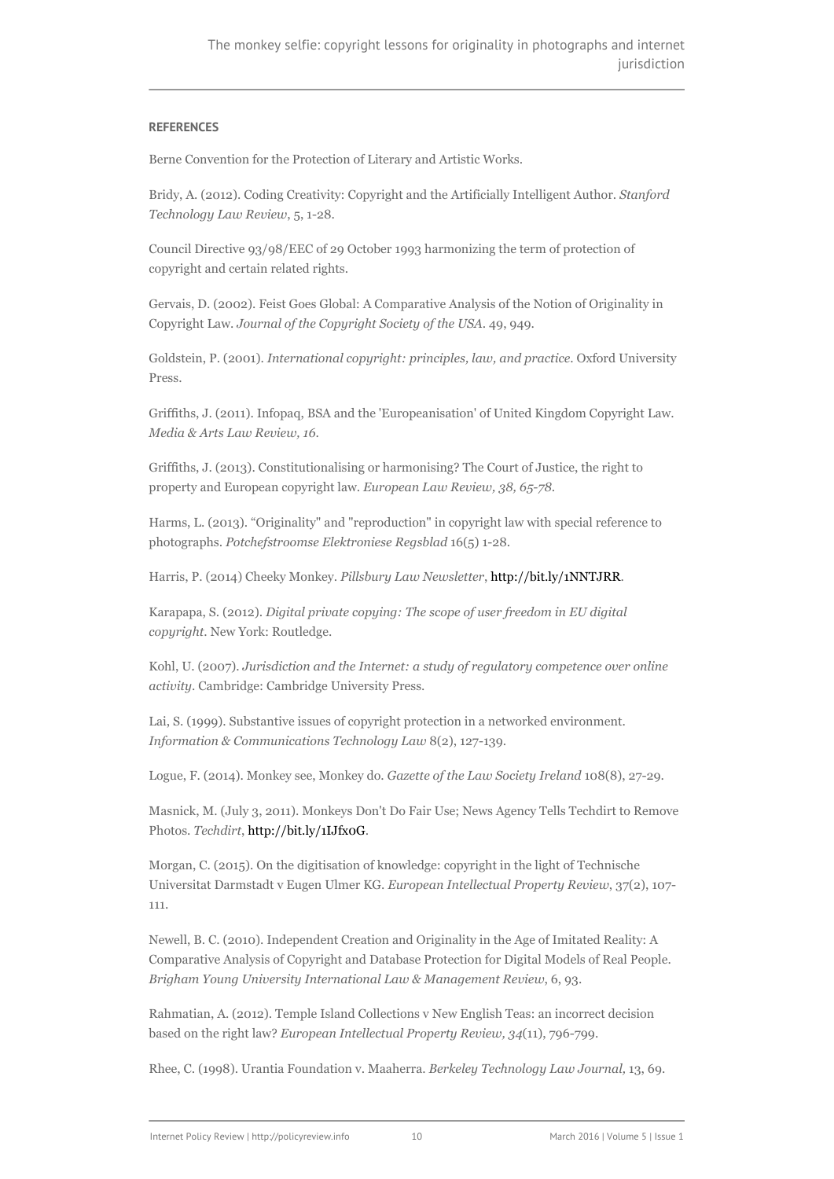**REFERENCES**

Berne Convention for the Protection of Literary and Artistic Works.

Bridy, A. (2012). Coding Creativity: Copyright and the Artificially Intelligent Author. *Stanford Technology Law Review*, 5, 1-28.

Council Directive 93/98/EEC of 29 October 1993 harmonizing the term of protection of copyright and certain related rights.

Gervais, D. (2002). Feist Goes Global: A Comparative Analysis of the Notion of Originality in Copyright Law. *Journal of the Copyright Society of the USA*. 49, 949.

Goldstein, P. (2001). *International copyright: principles, law, and practice*. Oxford University Press.

Griffiths, J. (2011). Infopaq, BSA and the 'Europeanisation' of United Kingdom Copyright Law. *Media & Arts Law Review, 16.*

Griffiths, J. (2013). Constitutionalising or harmonising? The Court of Justice, the right to property and European copyright law. *European Law Review, 38, 65-78.*

Harms, L. (2013). "Originality" and "reproduction" in copyright law with special reference to photographs. *Potchefstroomse Elektroniese Regsblad* 16(5) 1-28.

Harris, P. (2014) Cheeky Monkey. *Pillsbury Law Newsletter*, http://bit.ly/1NNTJRR.

Karapapa, S. (2012). *Digital private copying: The scope of user freedom in EU digital copyright*. New York: Routledge.

Kohl, U. (2007). *Jurisdiction and the Internet: a study of regulatory competence over online activity*. Cambridge: Cambridge University Press.

Lai, S. (1999). Substantive issues of copyright protection in a networked environment. *Information & Communications Technology Law* 8(2), 127-139.

Logue, F. (2014). Monkey see, Monkey do. *Gazette of the Law Society Ireland* 108(8), 27-29.

Masnick, M. (July 3, 2011). Monkeys Don't Do Fair Use; News Agency Tells Techdirt to Remove Photos. *Techdirt*, http://bit.ly/1IJfx0G.

Morgan, C. (2015). On the digitisation of knowledge: copyright in the light of Technische Universitat Darmstadt v Eugen Ulmer KG. *European Intellectual Property Review*, 37(2), 107-111.

Newell, B. C. (2010). Independent Creation and Originality in the Age of Imitated Reality: A Comparative Analysis of Copyright and Database Protection for Digital Models of Real People. *Brigham Young University International Law & Management Review*, 6, 93.

Rahmatian, A. (2012). Temple Island Collections v New English Teas: an incorrect decision based on the right law? *European Intellectual Property Review, 34*(11), 796-799.

Rhee, C. (1998). Urantia Foundation v. Maaherra. *Berkeley Technology Law Journal,* 13, 69.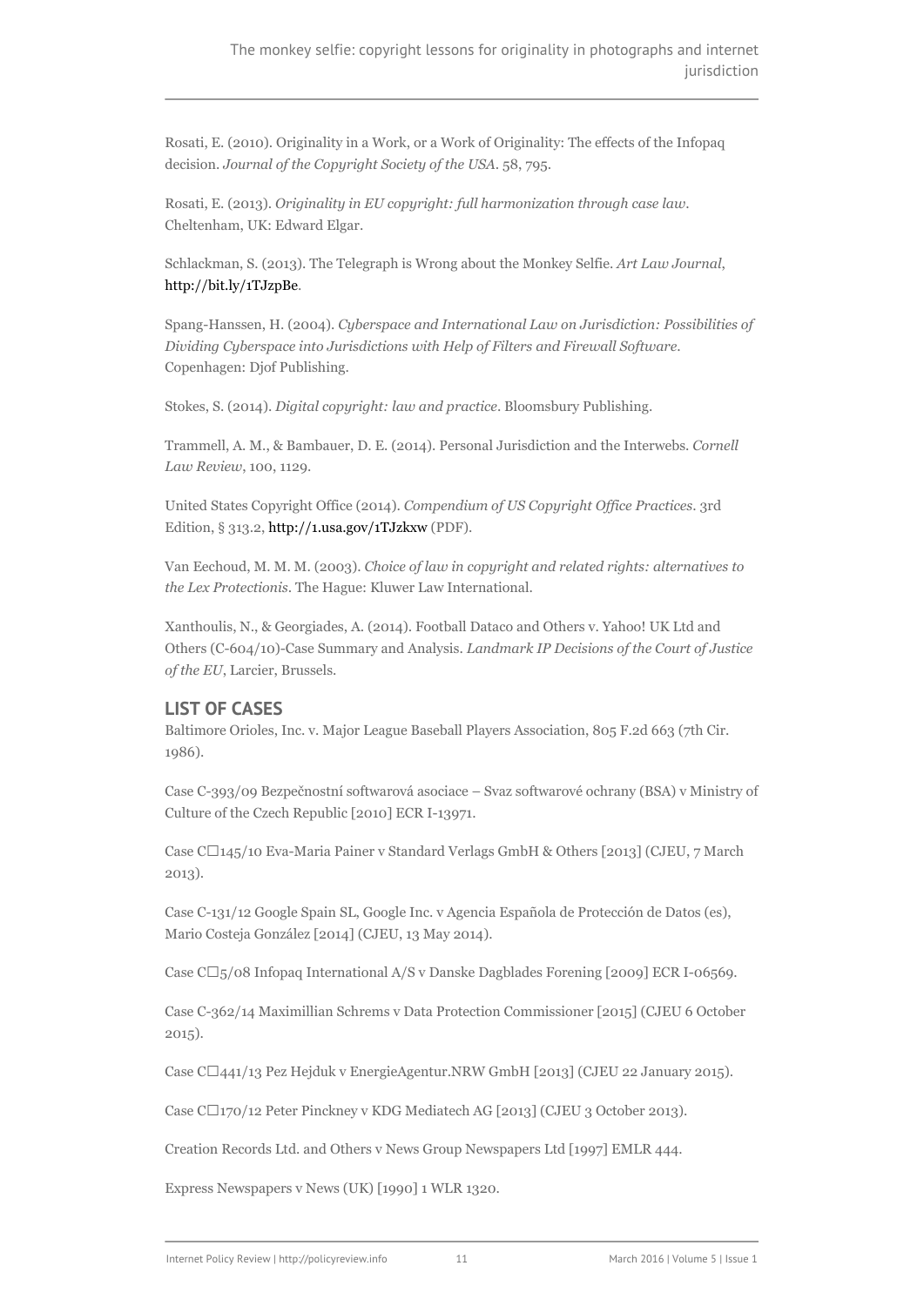Rosati, E. (2010). Originality in a Work, or a Work of Originality: The effects of the Infopaq decision. *Journal of the Copyright Society of the USA*. 58, 795.

Rosati, E. (2013). *Originality in EU copyright: full harmonization through case law*. Cheltenham, UK: Edward Elgar.

Schlackman, S. (2013). The Telegraph is Wrong about the Monkey Selfie. *Art Law Journal*, http://bit.ly/1TJzpBe.

Spang-Hanssen, H. (2004). *Cyberspace and International Law on Jurisdiction: Possibilities of Dividing Cyberspace into Jurisdictions with Help of Filters and Firewall Software*. Copenhagen: Djof Publishing.

Stokes, S. (2014). *Digital copyright: law and practice*. Bloomsbury Publishing.

Trammell, A. M., & Bambauer, D. E. (2014). Personal Jurisdiction and the Interwebs. *Cornell Law Review*, 100, 1129.

United States Copyright Office (2014). *Compendium of US Copyright Office Practices*. 3rd Edition, § 313.2, http://1.usa.gov/1TJzkxw (PDF).

Van Eechoud, M. M. M. (2003). *Choice of law in copyright and related rights: alternatives to the Lex Protectionis*. The Hague: Kluwer Law International.

Xanthoulis, N., & Georgiades, A. (2014). Football Dataco and Others v. Yahoo! UK Ltd and Others (C-604/10)-Case Summary and Analysis. *Landmark IP Decisions of the Court of Justice of the EU*, Larcier, Brussels.

## LIST OF CASES

Baltimore Orioles, Inc. v. Major League Baseball Players Association, 805 F.2d 663 (7th Cir. 1986).

Case C-393/09 Bezpečnostní softwarová asociace – Svaz softwarové ochrany (BSA) v Ministry of Culture of the Czech Republic [2010] ECR I-13971.

Case C□145/10 Eva-Maria Painer v Standard Verlags GmbH & Others [2013] (CJEU, 7 March 2013).

Case C-131/12 Google Spain SL, Google Inc. v Agencia Española de Protección de Datos (es), Mario Costeja González [2014] (CJEU, 13 May 2014).

Case C□5/08 Infopaq International A/S v Danske Dagblades Forening [2009] ECR I-06569.

Case C-362/14 Maximillian Schrems v Data Protection Commissioner [2015] (CJEU 6 October 2015).

Case C□441/13 Pez Hejduk v EnergieAgentur.NRW GmbH [2013] (CJEU 22 January 2015).

Case C□170/12 Peter Pinckney v KDG Mediatech AG [2013] (CJEU 3 October 2013).

Creation Records Ltd. and Others v News Group Newspapers Ltd [1997] EMLR 444.

Express Newspapers v News (UK) [1990] 1 WLR 1320.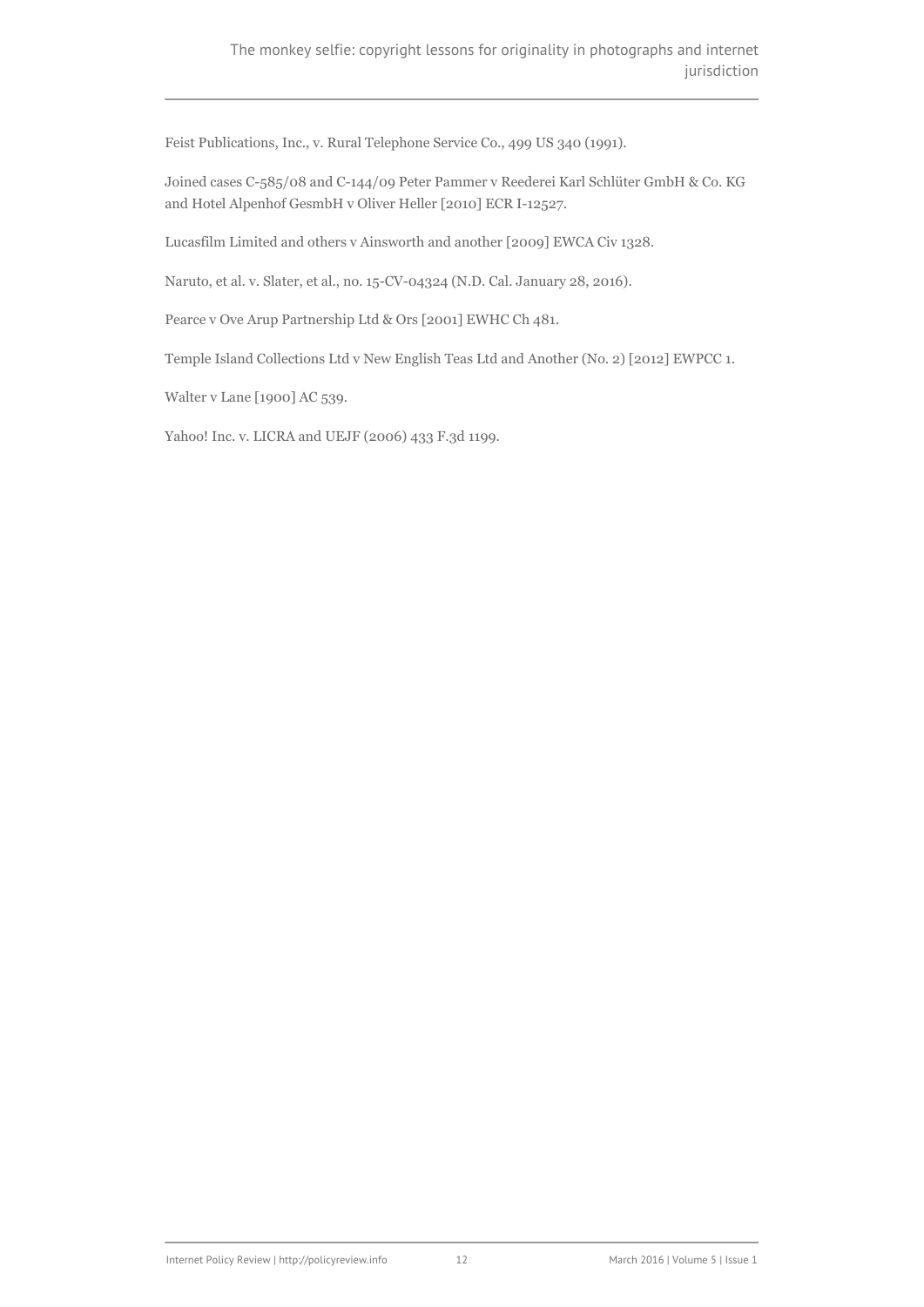Feist Publications, Inc., v. Rural Telephone Service Co., 499 US 340 (1991).

Joined cases C-585/08 and C-144/09 Peter Pammer v Reederei Karl Schlüter GmbH & Co. KG and Hotel Alpenhof GesmbH v Oliver Heller [2010] ECR I-12527.

Lucasfilm Limited and others v Ainsworth and another [2009] EWCA Civ 1328.

Naruto, et al. v. Slater, et al., no. 15-CV-04324 (N.D. Cal. January 28, 2016).

Pearce v Ove Arup Partnership Ltd & Ors [2001] EWHC Ch 481.

Temple Island Collections Ltd v New English Teas Ltd and Another (No. 2) [2012] EWPCC 1.

Walter v Lane [1900] AC 539.

Yahoo! Inc. v. LICRA and UEJF (2006) 433 F.3d 1199.